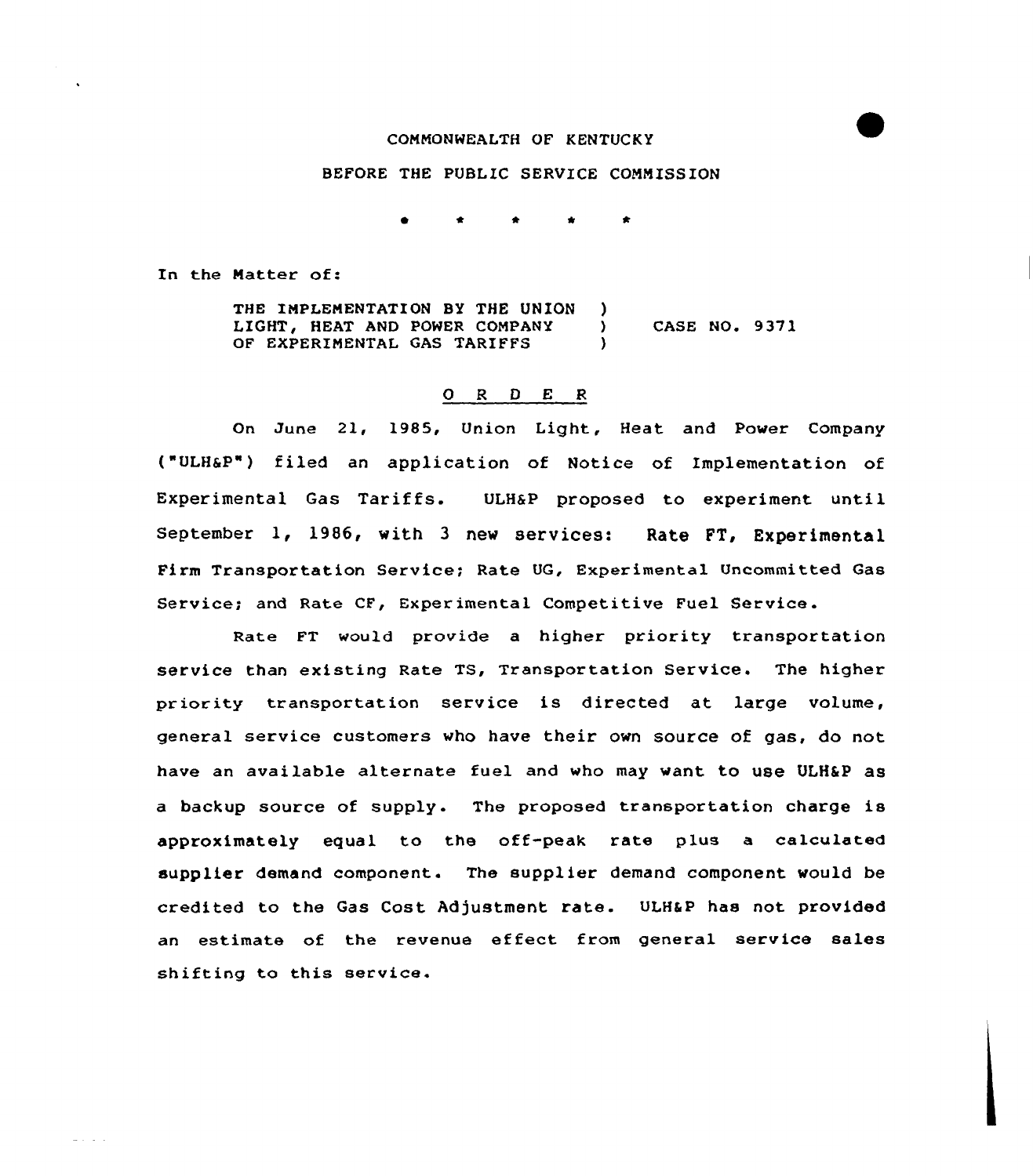COMMONWEALTH OF KENTUCKY

BEFORE THE PUBLIC SERVICE COMMISSION

\* \* \* \* \*

In the Matter of:

THE IMPLEMENTATION BY THE UNION LIGHT, HEAT AND POWER COMPANY OF EXPERIMENTAL GAS TARIFFS ) CASE NO. 9371

## O R D E R

On June 21, 1985, Union Light, Heat and Power Company ("ULH&P") filed an application of Notice of Implementation of Experimental Gas Tariffs. ULH&P proposed to experiment until September 1, 1986, with 3 new services: Rate FT, Experimental Firm Transportation Service; Rate UG, Experimental Uncommitted Gas Service; and Rate CF, Experimental Competitive Fuel Service.

Rate FT would provide a higher priority transportation service than existing Rate TS, Transportation Service. The higher priority transportation service is directed at large volume, general service customers who have their own source of gas, do not have an available alternate fuel and who may want to use ULH&P as a backup source of supply. The proposed transportation charge is approximately equal to the off-peak rate plus a calculated supplier demand component. The supplier demand component would be credited to the Gas Cost Adjustment rate. ULH&P has not provided an estimate of the revenue effect from general service sales shifting to this service.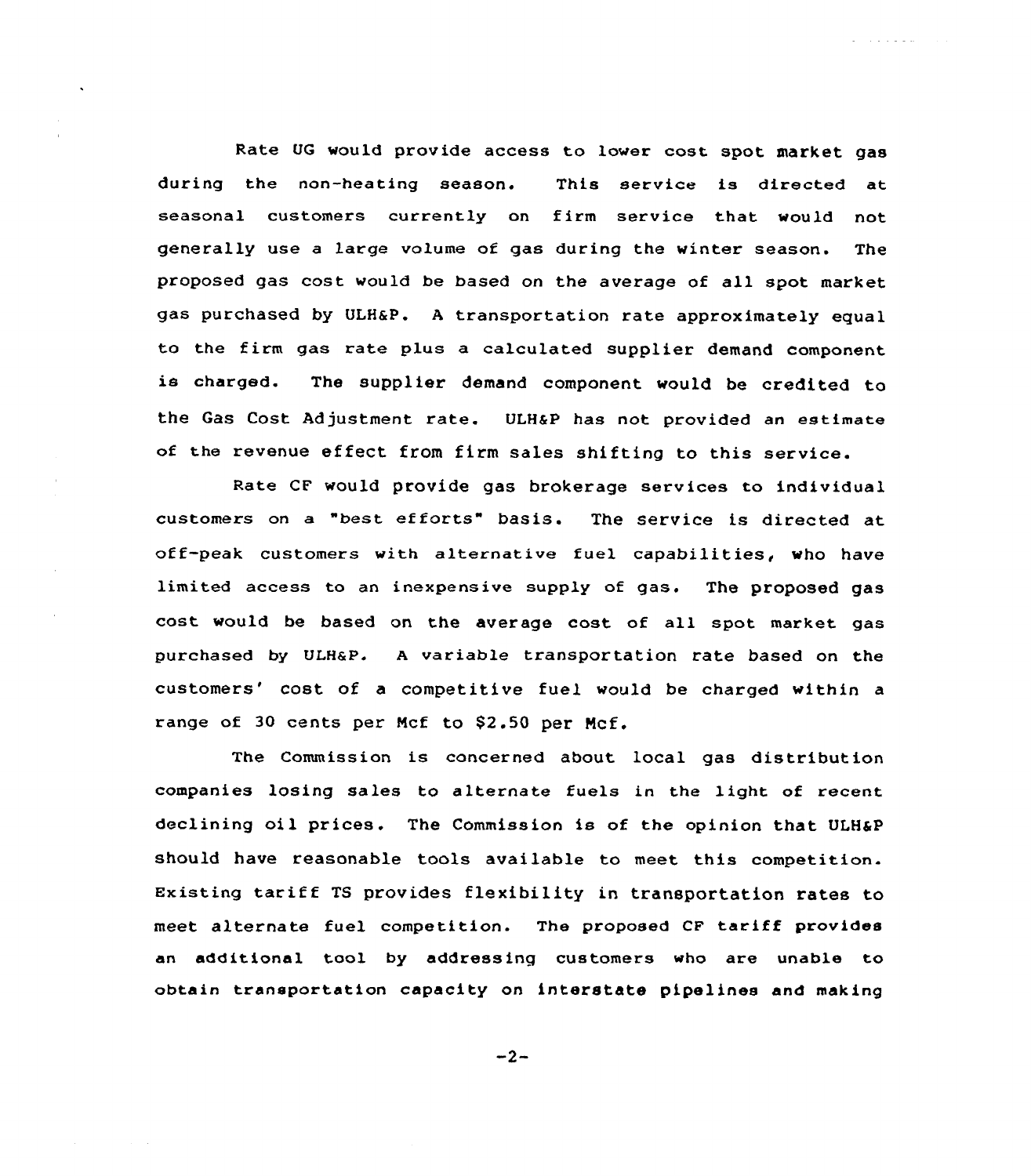Rate UG would provide access to lower cost spot market gas during the non-heating season. This service is directed at seasonal customers currently on firm service that would not generally use a large volume of gas during the winter season. The proposed gas cost would be based on the average of all spot market gas purchased by ULH&P. A transportation rate approximately equal to the firm gas rate plus a calculated supplier demand component is charged. The supplier demand component would be credited to the Gas Cost Adjustment rate. ULH&P has not provided an estimate of the revenue effect from firm sales shifting to this service.

Rate CF would provide gas brokerage services to individual customers on a "best efforts" basis. The service is directed at off-peak customers with alternative fuel capabilities, who have limited access to an inexpensive supply of gas. The proposed gas cost would be based on the average cost of all spot market gas purchased by ULH&P. A variable transportation rate based on the customers' cost of a competitive fuel would be charged within a range of 30 cents per Mcf to $2.50 per Mcf.

The Commission is concerned about local gas distribution companies losing sales to alternate fuels in the light of recent declining oil prices. The Commission is of the opinion that ULH&P should have reasonable tools available to meet this competition. Existing tariff TS provides flexibility in transportation rates to meet alternate fuel competition. The proposed CF tariff provides an additional tool by addressing customers who are unable to obtain transportation capacity on interstate pipelines and making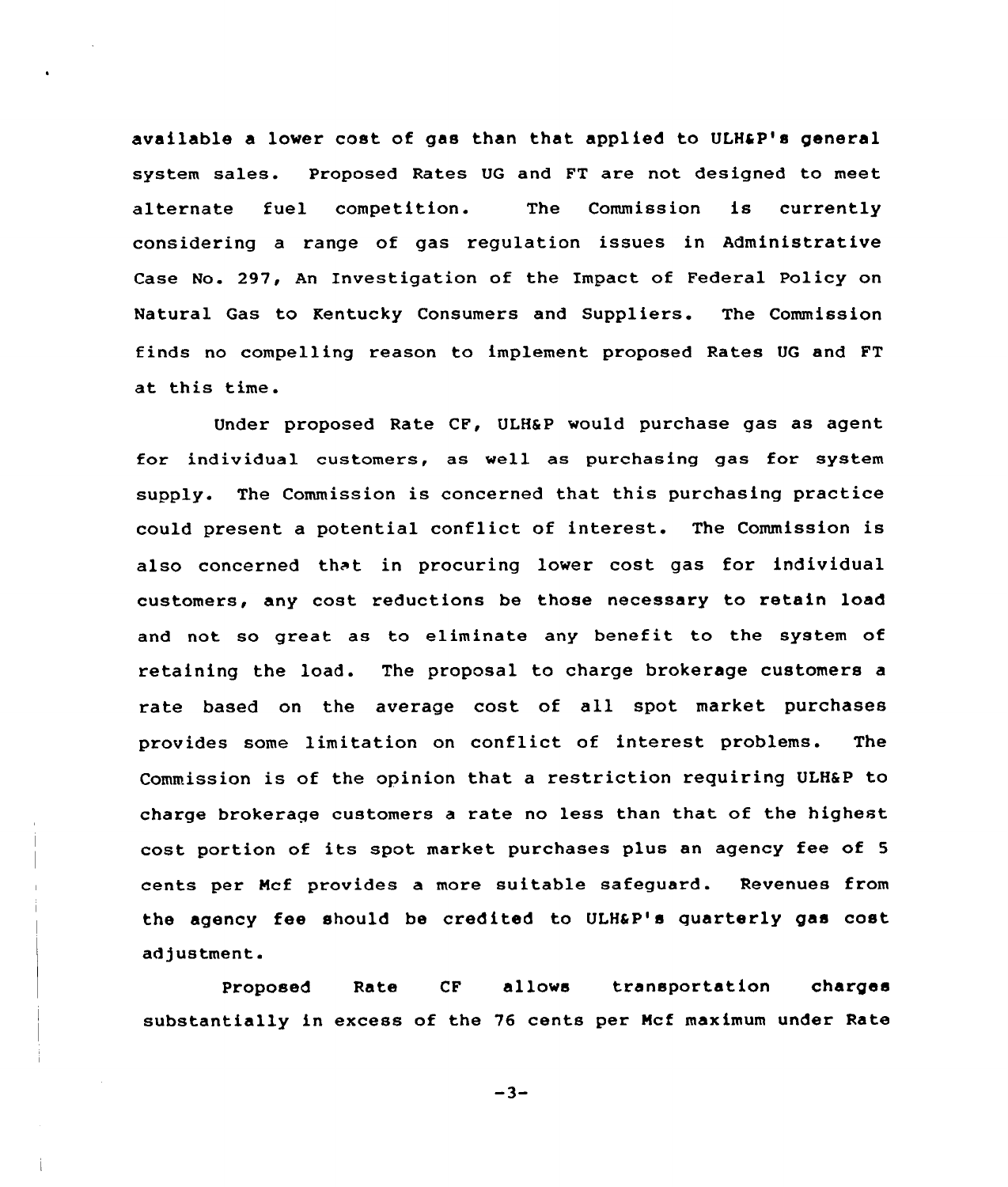available a lower cost of gas than that applied to ULH&P's general system sales. Proposed Rates UG and FT are not designed to meet alternate fuel competition. The Commission is currently considering a range of gas regulation issues in Administrative Case No. 297, An Investigation of the Impact of Federal Policy on Natural Gas to Kentucky Consumers and Suppliers. The Commission finds no compelling reason to implement proposed Rates UG and FT at this time.

Under proposed Rate CF, ULH&P would purchase gas as agent for individual customers, as well as purchasing gas for system supply. The Commission is concerned that this purchasing practice could present a potential conflict of interest. The Commission is also concerned that in procuring lower cost gas for individual customers, any cost reductions be those necessary to retain load and not so great as to eliminate any benefit to the system of retaining the load. The proposal to charge brokerage customers a rate based on the average cost of all spot market purchases provides some limitation on conflict of interest problems. The Commission is of the opinion that a restriction requiring ULH&P to charge brokerage customers a rate no less than that of the highest cost portion of its spot market purchases plus an agency fee of 5 cents per Mcf provides a more suitable safeguard. Revenues from the agency fee should be credited to ULH&P's quarterly gas cost adjustment.

Proposed Rate CF allows transportation charges substantially in excess of the 76 cents per Mcf maximum under Rate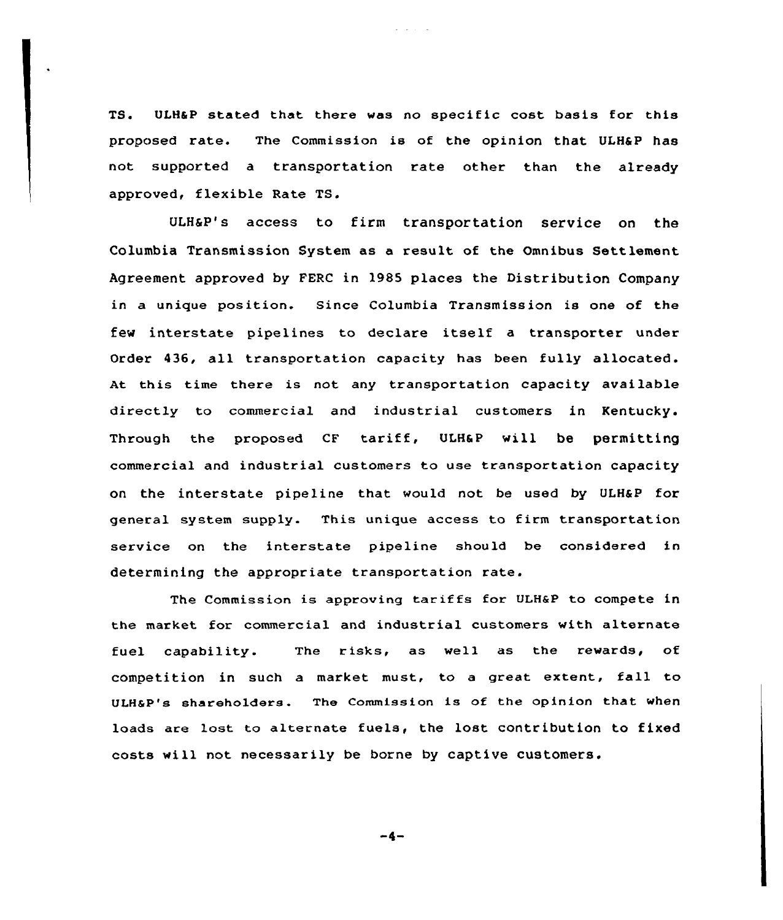TS. ULH&P stated that there was no specific cost basis for this proposed rate. The Commission is of the opinion that ULH&P has not supported a transportation rate other than the already approved, flexible Rate TS.

ULH&P's access to firm transportation service on the Columbia Transmission System as a result of the Omnibus Settlement Agreement approved by FERC in 1985 places the Distribution Company in a unique position. Since Columbia Transmission is one of the few interstate pipelines to declare itself a transporter under Order 436, all transportation capacity has been fully allocated. At this time there is not any transportation capacity available directly to commercial and industrial customers in Kentucky. Through the proposed CF tariff, ULH&P will be permitting commercial and industrial customers to use transportation capacity on the interstate pipeline that would not be used by ULH&P for general system supply. This unique access to firm transportation service on the interstate pipeline should be considered in determining the appropriate transportation rate.

The Commission is approving tariffs for ULH&P to compete in the market for commercial and industrial customers with alternate fuel capability. The risks, as well as the rewards, of competition in such a market must, to a great extent, fall to ULH&P's shareholders. The Commission is of the opinion that when loads are lost to alternate fuels, the lost contribution to fixed costs will not necessarily be borne by captive customers.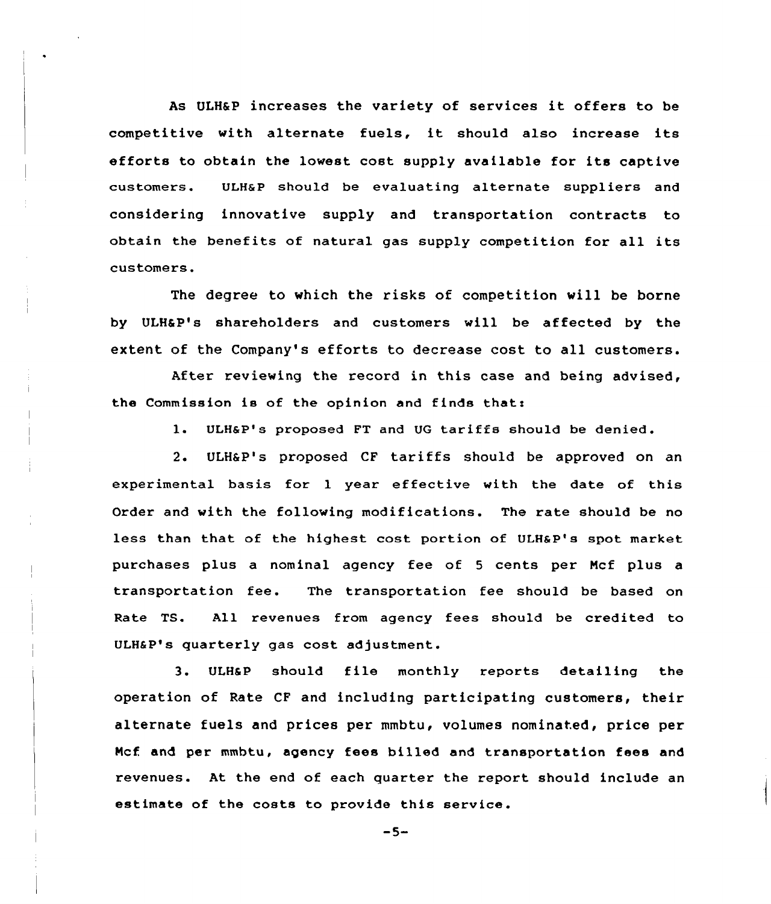As ULH&P increases the variety of services it offers to be competitive with alternate fuels, it should also increase its efforts to obtain the lowest cost supply available for its captive customers. ULH&P should be evaluating alternate suppliers and considering innovative supply and transportation contracts to obtain the benefits of natural gas supply competition for all its customers.

The degree to which the risks of competition will be borne by ULH&P's shareholders and customers will be affected by the extent of the Company's efforts to decrease cost to all customers.

After reviewing the record in this case and being advised, the Commission is of the opinion and finds that:

1. ULH&P's proposed FT and UG tariffs should be denied.

2. ULH&P's proposed CF tariffs should be approved on an experimental basis for 1 year effective with the date of this Order and with the following modifications. The rate should be no less than that of the highest cost portion of ULH&P's spot market purchases plus a nominal agency fee of 5 cents per Mcf plus a transportation fee. The transportation fee should be based on Rate TS. All revenues from agency fees should be credited to ULH&P's quarterly gas cost adjustment.

3. ULH&P should file monthly reports detailing the operation of Rate CF and including participating customers, their alternate fuels and prices per mmbtu, volumes nominated, price per Mcf and per mmbtu, agency fees billed and transportation fees and revenues. At the end of each quarter the report should include an estimate of the costs to provide this service.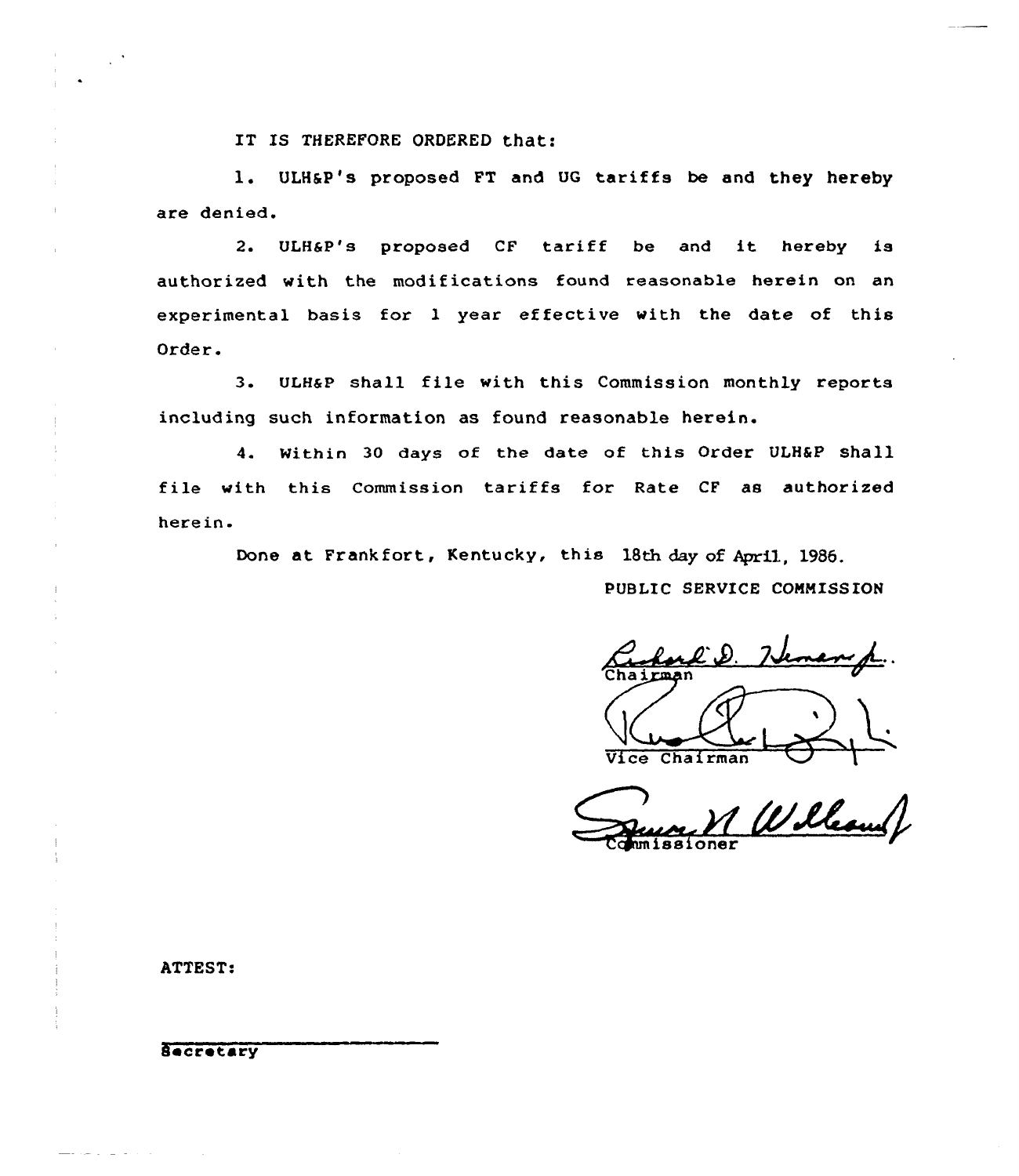IT IS THEREFORE ORDERED that:

1. ULH&P's proposed FT and UG tariffs be and they hereby are denied.

2. ULH&P's proposed CF tariff be and it hereby is authorized with the modifications found reasonable herein on an experimental basis for 1 year effective with the date of this Order.

3. ULH&P shall file with this Commission monthly reports including such information as found reasonable herein.

4. Within 30 days of the date of this Order ULH&P shall file with this Commission tariffs for Rate CF as authorized herein.

Done at Frankfort, Kentucky, this 18th day of April, 1986.

PUBLIC SERVICE COMMISSION

Chairman

Vice Chairman

Commissioner

ATTEST:

Secretary